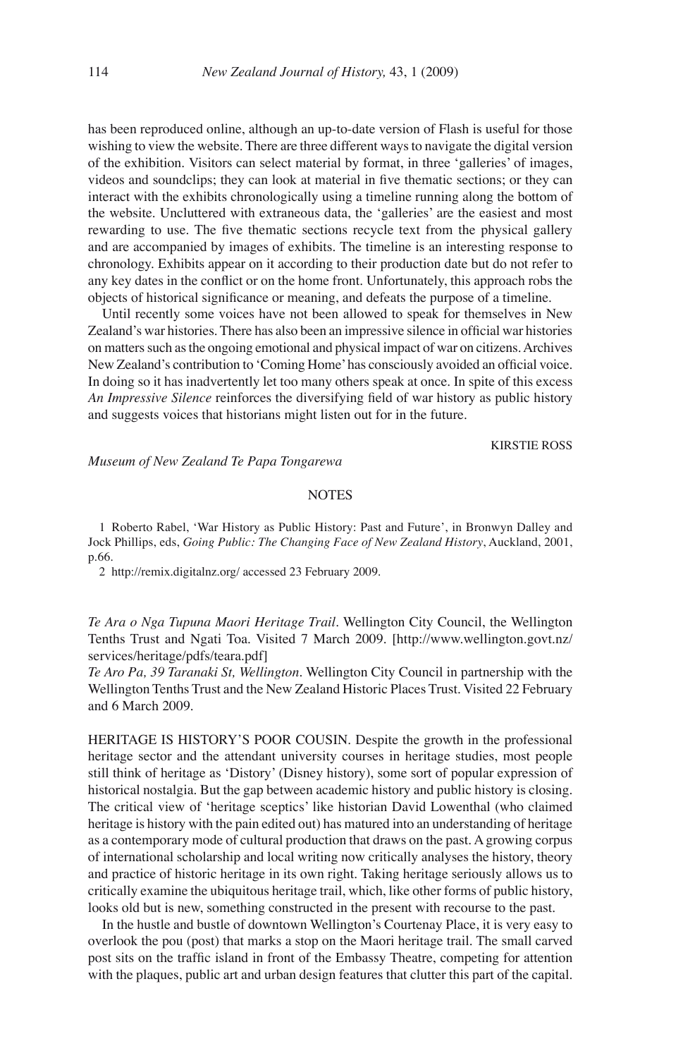has been reproduced online, although an up-to-date version of Flash is useful for those wishing to view the website. There are three different ways to navigate the digital version of the exhibition. Visitors can select material by format, in three 'galleries' of images, videos and soundclips; they can look at material in five thematic sections; or they can interact with the exhibits chronologically using a timeline running along the bottom of the website. Uncluttered with extraneous data, the 'galleries' are the easiest and most rewarding to use. The five thematic sections recycle text from the physical gallery and are accompanied by images of exhibits. The timeline is an interesting response to chronology. Exhibits appear on it according to their production date but do not refer to any key dates in the conflict or on the home front. Unfortunately, this approach robs the objects of historical significance or meaning, and defeats the purpose of a timeline.

Until recently some voices have not been allowed to speak for themselves in New Zealand's war histories. There has also been an impressive silence in official war histories on matters such as the ongoing emotional and physical impact of war on citizens. Archives New Zealand's contribution to 'Coming Home' has consciously avoided an official voice. In doing so it has inadvertently let too many others speak at once. In spite of this excess *An Impressive Silence* reinforces the diversifying field of war history as public history and suggests voices that historians might listen out for in the future.

KIRSTIE ROSS

*Museum of New Zealand Te Papa Tongarewa*

NOTES

1 Roberto Rabel, 'War History as Public History: Past and Future', in Bronwyn Dalley and Jock Phillips, eds, *Going Public: The Changing Face of New Zealand History*, Auckland, 2001, p.66.

2 http://remix.digitalnz.org/ accessed 23 February 2009.

*Te Ara o Nga Tupuna Maori Heritage Trail*. Wellington City Council, the Wellington Tenths Trust and Ngati Toa. Visited 7 March 2009. [http://www.wellington.govt.nz/services/heritage/pdfs/teara.pdf]

*Te Aro Pa, 39 Taranaki St, Wellington*. Wellington City Council in partnership with the Wellington Tenths Trust and the New Zealand Historic Places Trust. Visited 22 February and 6 March 2009.

HERITAGE IS HISTORY'S POOR COUSIN. Despite the growth in the professional heritage sector and the attendant university courses in heritage studies, most people still think of heritage as 'Distory' (Disney history), some sort of popular expression of historical nostalgia. But the gap between academic history and public history is closing. The critical view of 'heritage sceptics' like historian David Lowenthal (who claimed heritage is history with the pain edited out) has matured into an understanding of heritage as a contemporary mode of cultural production that draws on the past. A growing corpus of international scholarship and local writing now critically analyses the history, theory and practice of historic heritage in its own right. Taking heritage seriously allows us to critically examine the ubiquitous heritage trail, which, like other forms of public history, looks old but is new, something constructed in the present with recourse to the past.

In the hustle and bustle of downtown Wellington's Courtenay Place, it is very easy to overlook the pou (post) that marks a stop on the Maori heritage trail. The small carved post sits on the traffic island in front of the Embassy Theatre, competing for attention with the plaques, public art and urban design features that clutter this part of the capital.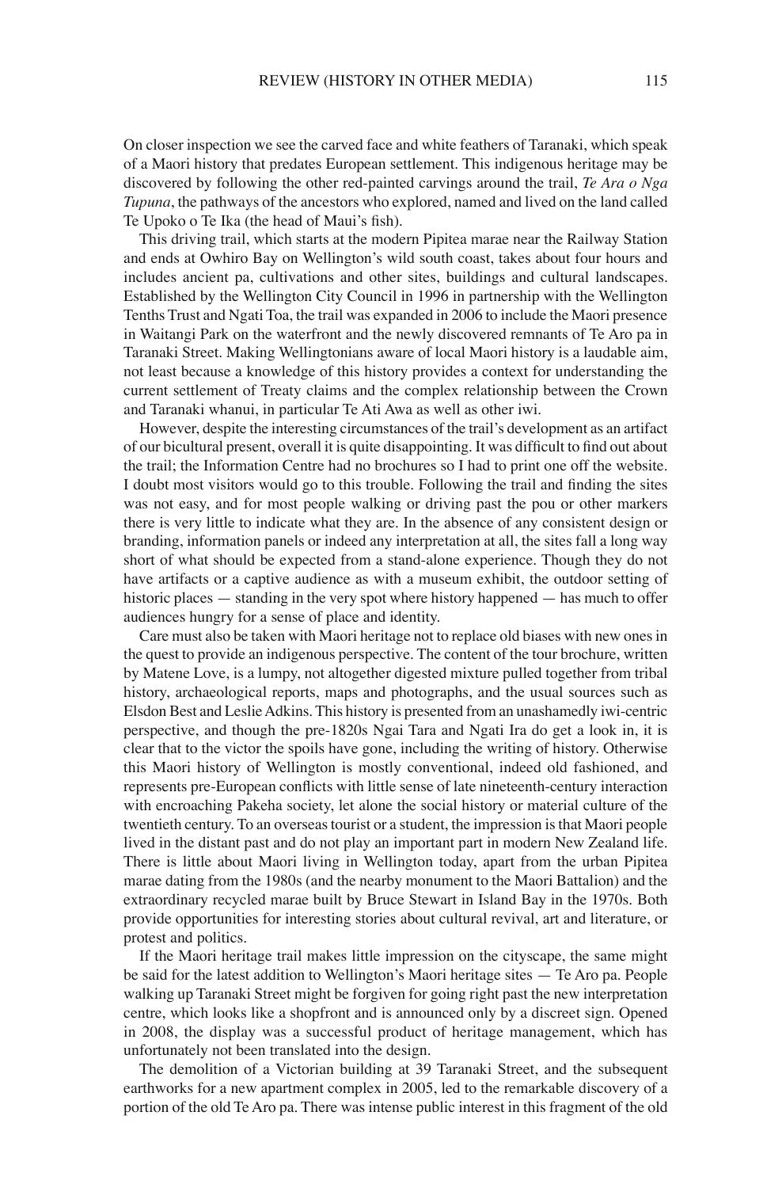On closer inspection we see the carved face and white feathers of Taranaki, which speak of a Maori history that predates European settlement. This indigenous heritage may be discovered by following the other red-painted carvings around the trail, *Te Ara o Nga Tupuna*, the pathways of the ancestors who explored, named and lived on the land called Te Upoko o Te Ika (the head of Maui's fish).

This driving trail, which starts at the modern Pipitea marae near the Railway Station and ends at Owhiro Bay on Wellington's wild south coast, takes about four hours and includes ancient pa, cultivations and other sites, buildings and cultural landscapes. Established by the Wellington City Council in 1996 in partnership with the Wellington Tenths Trust and Ngati Toa, the trail was expanded in 2006 to include the Maori presence in Waitangi Park on the waterfront and the newly discovered remnants of Te Aro pa in Taranaki Street. Making Wellingtonians aware of local Maori history is a laudable aim, not least because a knowledge of this history provides a context for understanding the current settlement of Treaty claims and the complex relationship between the Crown and Taranaki whanui, in particular Te Ati Awa as well as other iwi.

However, despite the interesting circumstances of the trail's development as an artifact of our bicultural present, overall it is quite disappointing. It was difficult to find out about the trail; the Information Centre had no brochures so I had to print one off the website. I doubt most visitors would go to this trouble. Following the trail and finding the sites was not easy, and for most people walking or driving past the pou or other markers there is very little to indicate what they are. In the absence of any consistent design or branding, information panels or indeed any interpretation at all, the sites fall a long way short of what should be expected from a stand-alone experience. Though they do not have artifacts or a captive audience as with a museum exhibit, the outdoor setting of historic places — standing in the very spot where history happened — has much to offer audiences hungry for a sense of place and identity.

Care must also be taken with Maori heritage not to replace old biases with new ones in the quest to provide an indigenous perspective. The content of the tour brochure, written by Matene Love, is a lumpy, not altogether digested mixture pulled together from tribal history, archaeological reports, maps and photographs, and the usual sources such as Elsdon Best and Leslie Adkins. This history is presented from an unashamedly iwi-centric perspective, and though the pre-1820s Ngai Tara and Ngati Ira do get a look in, it is clear that to the victor the spoils have gone, including the writing of history. Otherwise this Maori history of Wellington is mostly conventional, indeed old fashioned, and represents pre-European conflicts with little sense of late nineteenth-century interaction with encroaching Pakeha society, let alone the social history or material culture of the twentieth century. To an overseas tourist or a student, the impression is that Maori people lived in the distant past and do not play an important part in modern New Zealand life. There is little about Maori living in Wellington today, apart from the urban Pipitea marae dating from the 1980s (and the nearby monument to the Maori Battalion) and the extraordinary recycled marae built by Bruce Stewart in Island Bay in the 1970s. Both provide opportunities for interesting stories about cultural revival, art and literature, or protest and politics.

If the Maori heritage trail makes little impression on the cityscape, the same might be said for the latest addition to Wellington's Maori heritage sites — Te Aro pa. People walking up Taranaki Street might be forgiven for going right past the new interpretation centre, which looks like a shopfront and is announced only by a discreet sign. Opened in 2008, the display was a successful product of heritage management, which has unfortunately not been translated into the design.

The demolition of a Victorian building at 39 Taranaki Street, and the subsequent earthworks for a new apartment complex in 2005, led to the remarkable discovery of a portion of the old Te Aro pa. There was intense public interest in this fragment of the old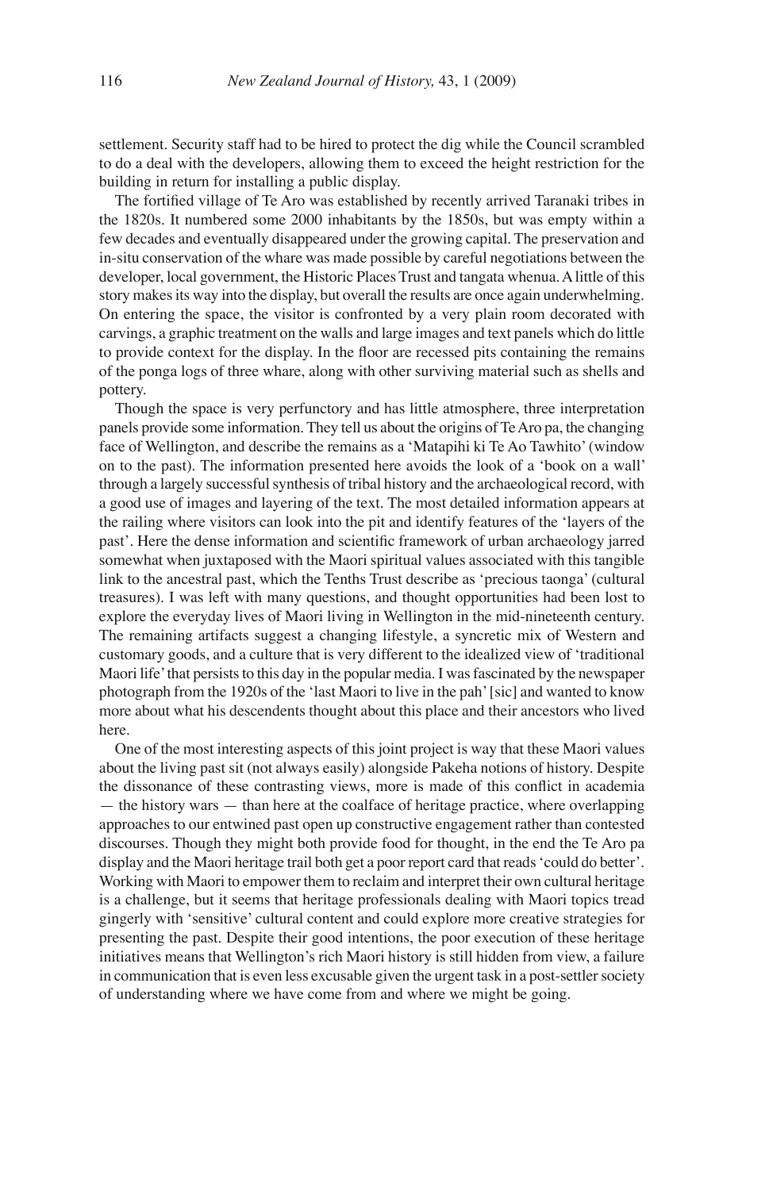settlement. Security staff had to be hired to protect the dig while the Council scrambled to do a deal with the developers, allowing them to exceed the height restriction for the building in return for installing a public display.

The fortified village of Te Aro was established by recently arrived Taranaki tribes in the 1820s. It numbered some 2000 inhabitants by the 1850s, but was empty within a few decades and eventually disappeared under the growing capital. The preservation and in-situ conservation of the whare was made possible by careful negotiations between the developer, local government, the Historic Places Trust and tangata whenua. A little of this story makes its way into the display, but overall the results are once again underwhelming. On entering the space, the visitor is confronted by a very plain room decorated with carvings, a graphic treatment on the walls and large images and text panels which do little to provide context for the display. In the floor are recessed pits containing the remains of the ponga logs of three whare, along with other surviving material such as shells and pottery.

Though the space is very perfunctory and has little atmosphere, three interpretation panels provide some information. They tell us about the origins of Te Aro pa, the changing face of Wellington, and describe the remains as a 'Matapihi ki Te Ao Tawhito' (window on to the past). The information presented here avoids the look of a 'book on a wall' through a largely successful synthesis of tribal history and the archaeological record, with a good use of images and layering of the text. The most detailed information appears at the railing where visitors can look into the pit and identify features of the 'layers of the past'. Here the dense information and scientific framework of urban archaeology jarred somewhat when juxtaposed with the Maori spiritual values associated with this tangible link to the ancestral past, which the Tenths Trust describe as 'precious taonga' (cultural treasures). I was left with many questions, and thought opportunities had been lost to explore the everyday lives of Maori living in Wellington in the mid-nineteenth century. The remaining artifacts suggest a changing lifestyle, a syncretic mix of Western and customary goods, and a culture that is very different to the idealized view of 'traditional Maori life' that persists to this day in the popular media. I was fascinated by the newspaper photograph from the 1920s of the 'last Maori to live in the pah' [sic] and wanted to know more about what his descendents thought about this place and their ancestors who lived here.

One of the most interesting aspects of this joint project is way that these Maori values about the living past sit (not always easily) alongside Pakeha notions of history. Despite the dissonance of these contrasting views, more is made of this conflict in academia — the history wars — than here at the coalface of heritage practice, where overlapping approaches to our entwined past open up constructive engagement rather than contested discourses. Though they might both provide food for thought, in the end the Te Aro pa display and the Maori heritage trail both get a poor report card that reads 'could do better'. Working with Maori to empower them to reclaim and interpret their own cultural heritage is a challenge, but it seems that heritage professionals dealing with Maori topics tread gingerly with 'sensitive' cultural content and could explore more creative strategies for presenting the past. Despite their good intentions, the poor execution of these heritage initiatives means that Wellington's rich Maori history is still hidden from view, a failure in communication that is even less excusable given the urgent task in a post-settler society of understanding where we have come from and where we might be going.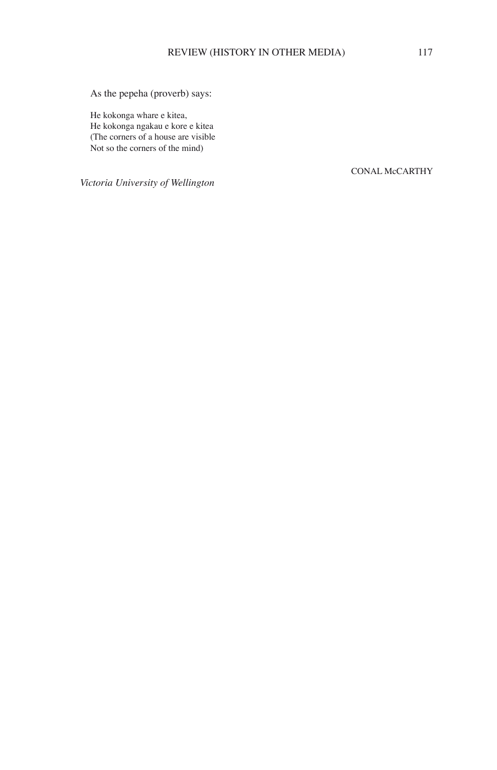As the pepeha (proverb) says:

> He kokonga whare e kitea,
> He kokonga ngakau e kore e kitea
> (The corners of a house are visible
> Not so the corners of the mind)

CONAL McCARTHY

*Victoria University of Wellington*